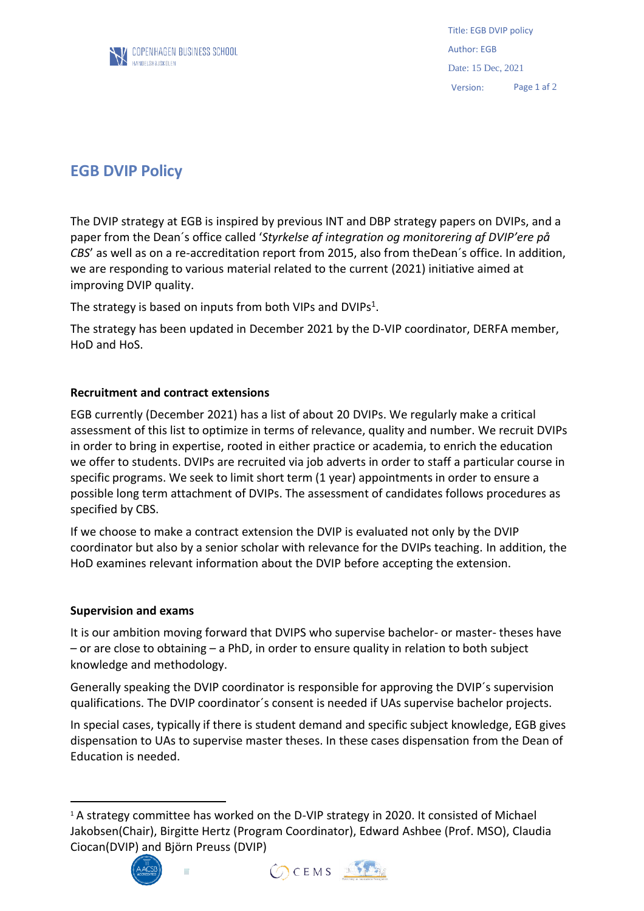# EGB DVIP Policy

The DVIP strategy at EGB is inspired by previous INT and DBP strategy papers on DVIPs, and a paper from the Dean´s office called '*Styrkelse af integration og monitorering af DVIP'ere på CBS*' as well as on a re-accreditation report from 2015, also from theDean´s office. In addition, we are responding to various material related to the current (2021) initiative aimed at improving DVIP quality.

The strategy is based on inputs from both VIPs and DVIPs[1].

The strategy has been updated in December 2021 by the D-VIP coordinator, DERFA member, HoD and HoS.

**Recruitment and contract extensions**

EGB currently (December 2021) has a list of about 20 DVIPs. We regularly make a critical assessment of this list to optimize in terms of relevance, quality and number. We recruit DVIPs in order to bring in expertise, rooted in either practice or academia, to enrich the education we offer to students. DVIPs are recruited via job adverts in order to staff a particular course in specific programs. We seek to limit short term (1 year) appointments in order to ensure a possible long term attachment of DVIPs. The assessment of candidates follows procedures as specified by CBS.

If we choose to make a contract extension the DVIP is evaluated not only by the DVIP coordinator but also by a senior scholar with relevance for the DVIPs teaching. In addition, the HoD examines relevant information about the DVIP before accepting the extension.

**Supervision and exams**

It is our ambition moving forward that DVIPS who supervise bachelor- or master- theses have – or are close to obtaining – a PhD, in order to ensure quality in relation to both subject knowledge and methodology.

Generally speaking the DVIP coordinator is responsible for approving the DVIP´s supervision qualifications. The DVIP coordinator´s consent is needed if UAs supervise bachelor projects.

In special cases, typically if there is student demand and specific subject knowledge, EGB gives dispensation to UAs to supervise master theses. In these cases dispensation from the Dean of Education is needed.

[1] A strategy committee has worked on the D-VIP strategy in 2020. It consisted of Michael Jakobsen(Chair), Birgitte Hertz (Program Coordinator), Edward Ashbee (Prof. MSO), Claudia Ciocan(DVIP) and Björn Preuss (DVIP)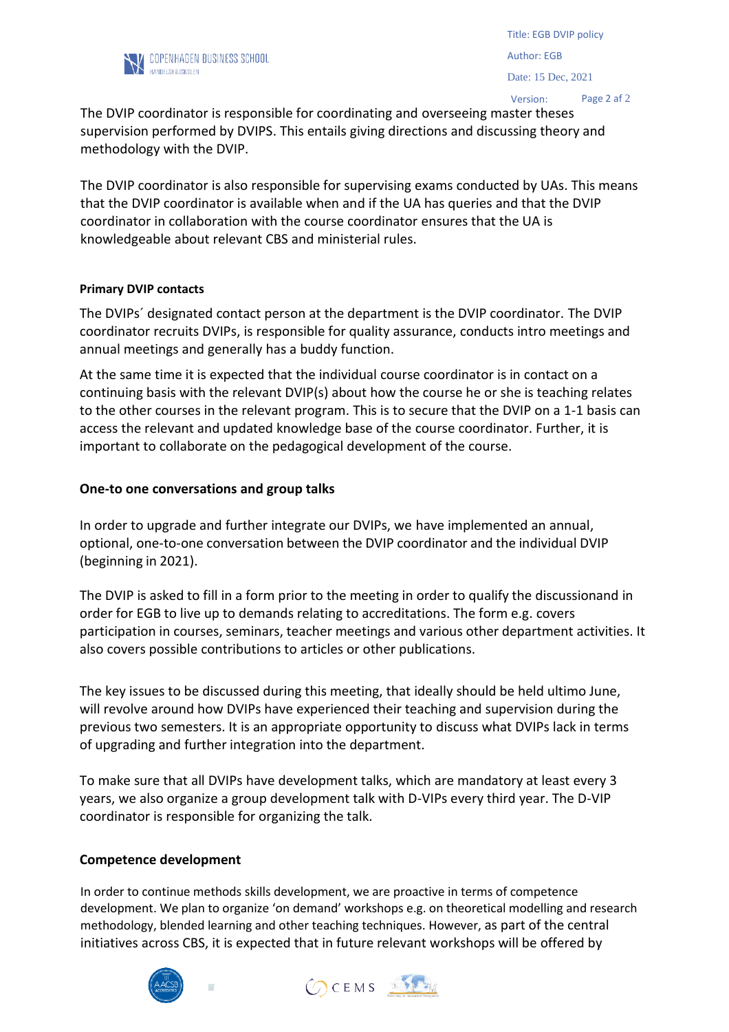The DVIP coordinator is responsible for coordinating and overseeing master theses supervision performed by DVIPS. This entails giving directions and discussing theory and methodology with the DVIP.

The DVIP coordinator is also responsible for supervising exams conducted by UAs. This means that the DVIP coordinator is available when and if the UA has queries and that the DVIP coordinator in collaboration with the course coordinator ensures that the UA is knowledgeable about relevant CBS and ministerial rules.

**Primary DVIP contacts**

The DVIPs´ designated contact person at the department is the DVIP coordinator. The DVIP coordinator recruits DVIPs, is responsible for quality assurance, conducts intro meetings and annual meetings and generally has a buddy function.

At the same time it is expected that the individual course coordinator is in contact on a continuing basis with the relevant DVIP(s) about how the course he or she is teaching relates to the other courses in the relevant program. This is to secure that the DVIP on a 1-1 basis can access the relevant and updated knowledge base of the course coordinator. Further, it is important to collaborate on the pedagogical development of the course.

**One-to one conversations and group talks**

In order to upgrade and further integrate our DVIPs, we have implemented an annual, optional, one-to-one conversation between the DVIP coordinator and the individual DVIP (beginning in 2021).

The DVIP is asked to fill in a form prior to the meeting in order to qualify the discussionand in order for EGB to live up to demands relating to accreditations. The form e.g. covers participation in courses, seminars, teacher meetings and various other department activities. It also covers possible contributions to articles or other publications.

The key issues to be discussed during this meeting, that ideally should be held ultimo June, will revolve around how DVIPs have experienced their teaching and supervision during the previous two semesters. It is an appropriate opportunity to discuss what DVIPs lack in terms of upgrading and further integration into the department.

To make sure that all DVIPs have development talks, which are mandatory at least every 3 years, we also organize a group development talk with D-VIPs every third year. The D-VIP coordinator is responsible for organizing the talk.

**Competence development**

In order to continue methods skills development, we are proactive in terms of competence development. We plan to organize 'on demand' workshops e.g. on theoretical modelling and research methodology, blended learning and other teaching techniques. However, as part of the central initiatives across CBS, it is expected that in future relevant workshops will be offered by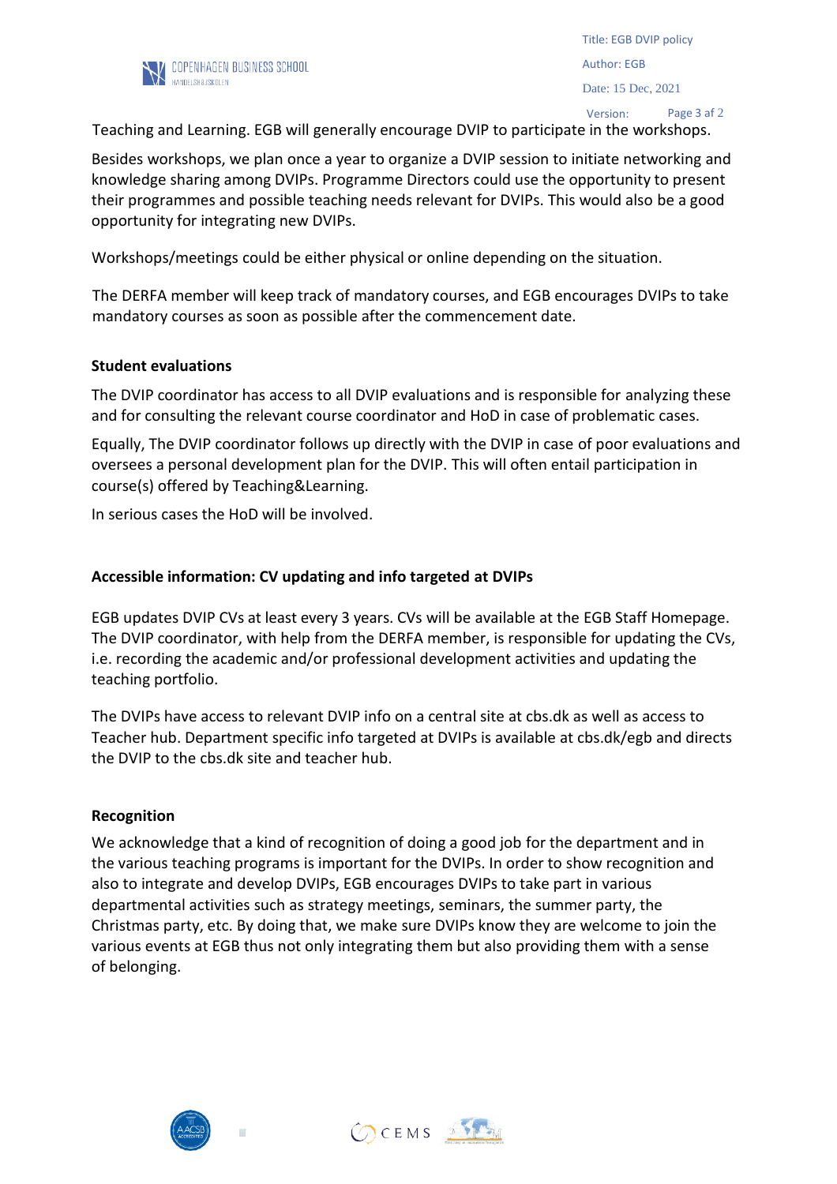Teaching and Learning. EGB will generally encourage DVIP to participate in the workshops.

Besides workshops, we plan once a year to organize a DVIP session to initiate networking and knowledge sharing among DVIPs. Programme Directors could use the opportunity to present their programmes and possible teaching needs relevant for DVIPs. This would also be a good opportunity for integrating new DVIPs.

Workshops/meetings could be either physical or online depending on the situation.

The DERFA member will keep track of mandatory courses, and EGB encourages DVIPs to take mandatory courses as soon as possible after the commencement date.

**Student evaluations**

The DVIP coordinator has access to all DVIP evaluations and is responsible for analyzing these and for consulting the relevant course coordinator and HoD in case of problematic cases.

Equally, The DVIP coordinator follows up directly with the DVIP in case of poor evaluations and oversees a personal development plan for the DVIP. This will often entail participation in course(s) offered by Teaching&Learning.

In serious cases the HoD will be involved.

**Accessible information: CV updating and info targeted at DVIPs**

EGB updates DVIP CVs at least every 3 years. CVs will be available at the EGB Staff Homepage. The DVIP coordinator, with help from the DERFA member, is responsible for updating the CVs, i.e. recording the academic and/or professional development activities and updating the teaching portfolio.

The DVIPs have access to relevant DVIP info on a central site at cbs.dk as well as access to Teacher hub. Department specific info targeted at DVIPs is available at cbs.dk/egb and directs the DVIP to the cbs.dk site and teacher hub.

**Recognition**

We acknowledge that a kind of recognition of doing a good job for the department and in the various teaching programs is important for the DVIPs. In order to show recognition and also to integrate and develop DVIPs, EGB encourages DVIPs to take part in various departmental activities such as strategy meetings, seminars, the summer party, the Christmas party, etc. By doing that, we make sure DVIPs know they are welcome to join the various events at EGB thus not only integrating them but also providing them with a sense of belonging.